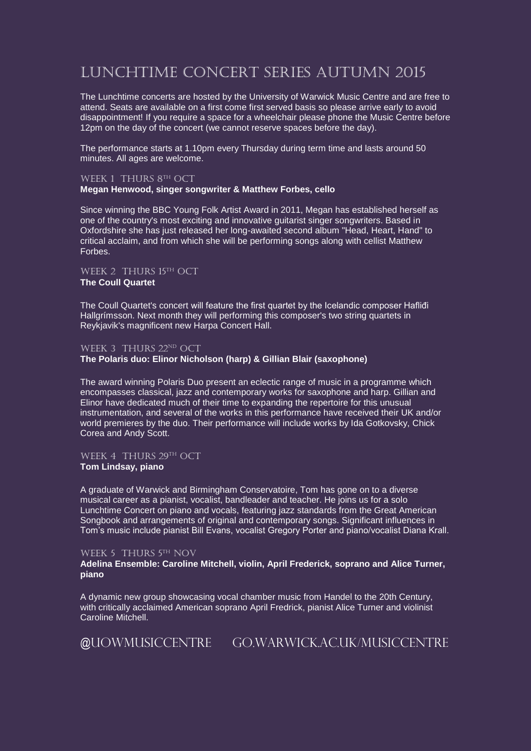# Lunchtime Concert Series Autumn 2015

The Lunchtime concerts are hosted by the University of Warwick Music Centre and are free to attend. Seats are available on a first come first served basis so please arrive early to avoid disappointment! If you require a space for a wheelchair please phone the Music Centre before 12pm on the day of the concert (we cannot reserve spaces before the day).

The performance starts at 1.10pm every Thursday during term time and lasts around 50 minutes. All ages are welcome.

## Week 1 Thurs 8th Oct

**Megan Henwood, singer songwriter & Matthew Forbes, cello**

Since winning the BBC Young Folk Artist Award in 2011, Megan has established herself as one of the country's most exciting and innovative guitarist singer songwriters. Based in Oxfordshire she has just released her long-awaited second album "Head, Heart, Hand" to critical acclaim, and from which she will be performing songs along with cellist Matthew Forbes.

## Week 2 Thurs 15th Oct

**The Coull Quartet**

The Coull Quartet's concert will feature the first quartet by the Icelandic composer Hafliði Hallgrímsson. Next month they will performing this composer's two string quartets in Reykjavik's magnificent new Harpa Concert Hall.

## Week 3 Thurs 22nd Oct

**The Polaris duo: Elinor Nicholson (harp) & Gillian Blair (saxophone)**

The award winning Polaris Duo present an eclectic range of music in a programme which encompasses classical, jazz and contemporary works for saxophone and harp. Gillian and Elinor have dedicated much of their time to expanding the repertoire for this unusual instrumentation, and several of the works in this performance have received their UK and/or world premieres by the duo. Their performance will include works by Ida Gotkovsky, Chick Corea and Andy Scott.

## Week 4 Thurs 29th Oct

**Tom Lindsay, piano**

A graduate of Warwick and Birmingham Conservatoire, Tom has gone on to a diverse musical career as a pianist, vocalist, bandleader and teacher. He joins us for a solo Lunchtime Concert on piano and vocals, featuring jazz standards from the Great American Songbook and arrangements of original and contemporary songs. Significant influences in Tom's music include pianist Bill Evans, vocalist Gregory Porter and piano/vocalist Diana Krall.

## Week 5 Thurs 5th Nov

**Adelina Ensemble: Caroline Mitchell, violin, April Frederick, soprano and Alice Turner, piano**

A dynamic new group showcasing vocal chamber music from Handel to the 20th Century, with critically acclaimed American soprano April Fredrick, pianist Alice Turner and violinist Caroline Mitchell.

@UOWMUSICCENTRE GO.WARWICK.AC.UK/MUSICCENTRE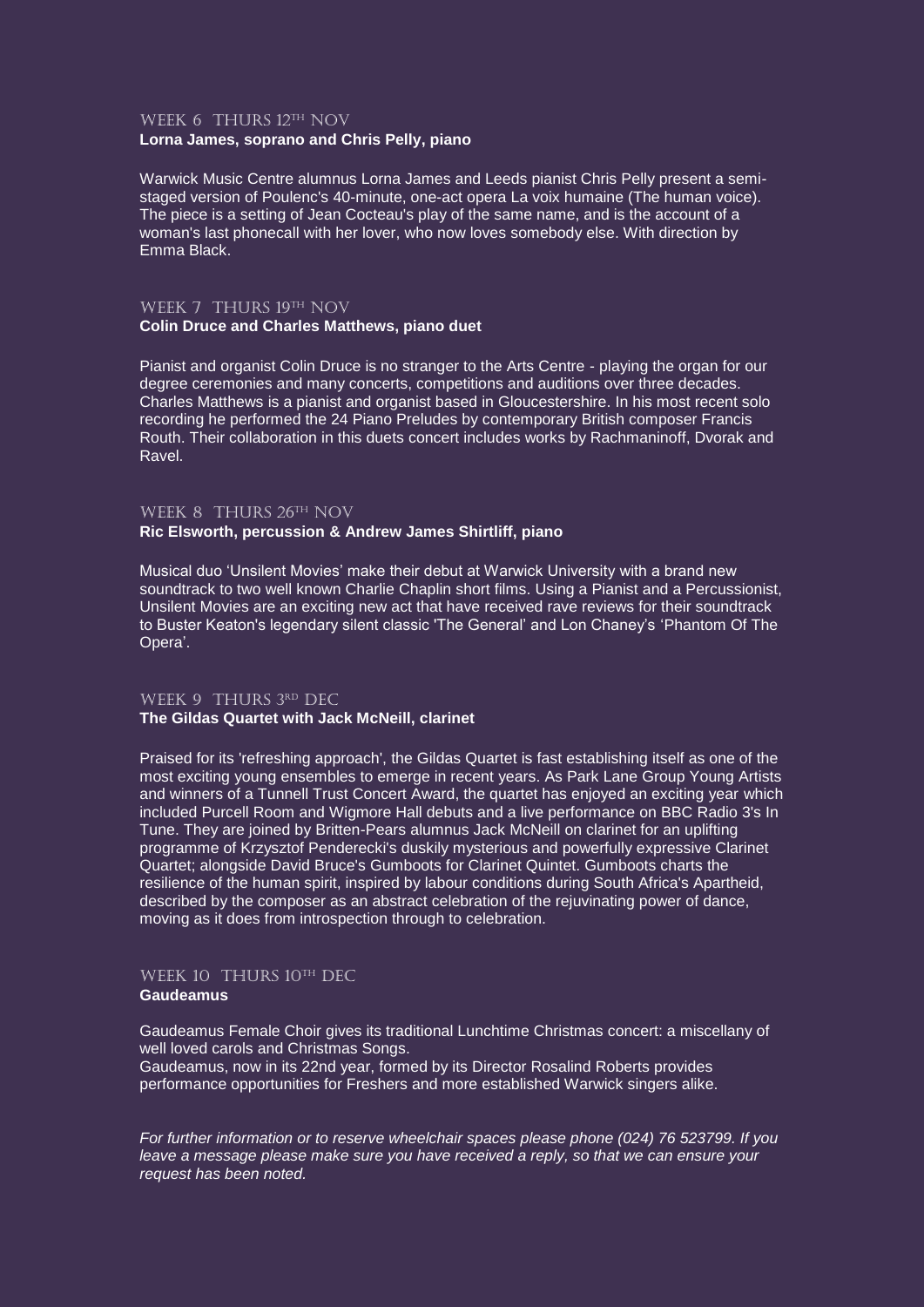### WEEK 6 THURS 12TH NOV

**Lorna James, soprano and Chris Pelly, piano**

Warwick Music Centre alumnus Lorna James and Leeds pianist Chris Pelly present a semi-staged version of Poulenc's 40-minute, one-act opera La voix humaine (The human voice). The piece is a setting of Jean Cocteau's play of the same name, and is the account of a woman's last phonecall with her lover, who now loves somebody else. With direction by Emma Black.

### WEEK 7 THURS 19TH NOV

**Colin Druce and Charles Matthews, piano duet**

Pianist and organist Colin Druce is no stranger to the Arts Centre - playing the organ for our degree ceremonies and many concerts, competitions and auditions over three decades. Charles Matthews is a pianist and organist based in Gloucestershire. In his most recent solo recording he performed the 24 Piano Preludes by contemporary British composer Francis Routh. Their collaboration in this duets concert includes works by Rachmaninoff, Dvorak and Ravel.

### WEEK 8 THURS 26TH NOV

**Ric Elsworth, percussion & Andrew James Shirtliff, piano**

Musical duo 'Unsilent Movies' make their debut at Warwick University with a brand new soundtrack to two well known Charlie Chaplin short films. Using a Pianist and a Percussionist, Unsilent Movies are an exciting new act that have received rave reviews for their soundtrack to Buster Keaton's legendary silent classic 'The General' and Lon Chaney's 'Phantom Of The Opera'.

### WEEK 9 THURS 3RD DEC

**The Gildas Quartet with Jack McNeill, clarinet**

Praised for its 'refreshing approach', the Gildas Quartet is fast establishing itself as one of the most exciting young ensembles to emerge in recent years. As Park Lane Group Young Artists and winners of a Tunnell Trust Concert Award, the quartet has enjoyed an exciting year which included Purcell Room and Wigmore Hall debuts and a live performance on BBC Radio 3's In Tune. They are joined by Britten-Pears alumnus Jack McNeill on clarinet for an uplifting programme of Krzysztof Penderecki's duskily mysterious and powerfully expressive Clarinet Quartet; alongside David Bruce's Gumboots for Clarinet Quintet. Gumboots charts the resilience of the human spirit, inspired by labour conditions during South Africa's Apartheid, described by the composer as an abstract celebration of the rejuvinating power of dance, moving as it does from introspection through to celebration.

### WEEK 10 THURS 10TH DEC

**Gaudeamus**

Gaudeamus Female Choir gives its traditional Lunchtime Christmas concert: a miscellany of well loved carols and Christmas Songs.
Gaudeamus, now in its 22nd year, formed by its Director Rosalind Roberts provides performance opportunities for Freshers and more established Warwick singers alike.

*For further information or to reserve wheelchair spaces please phone (024) 76 523799. If you leave a message please make sure you have received a reply, so that we can ensure your request has been noted.*